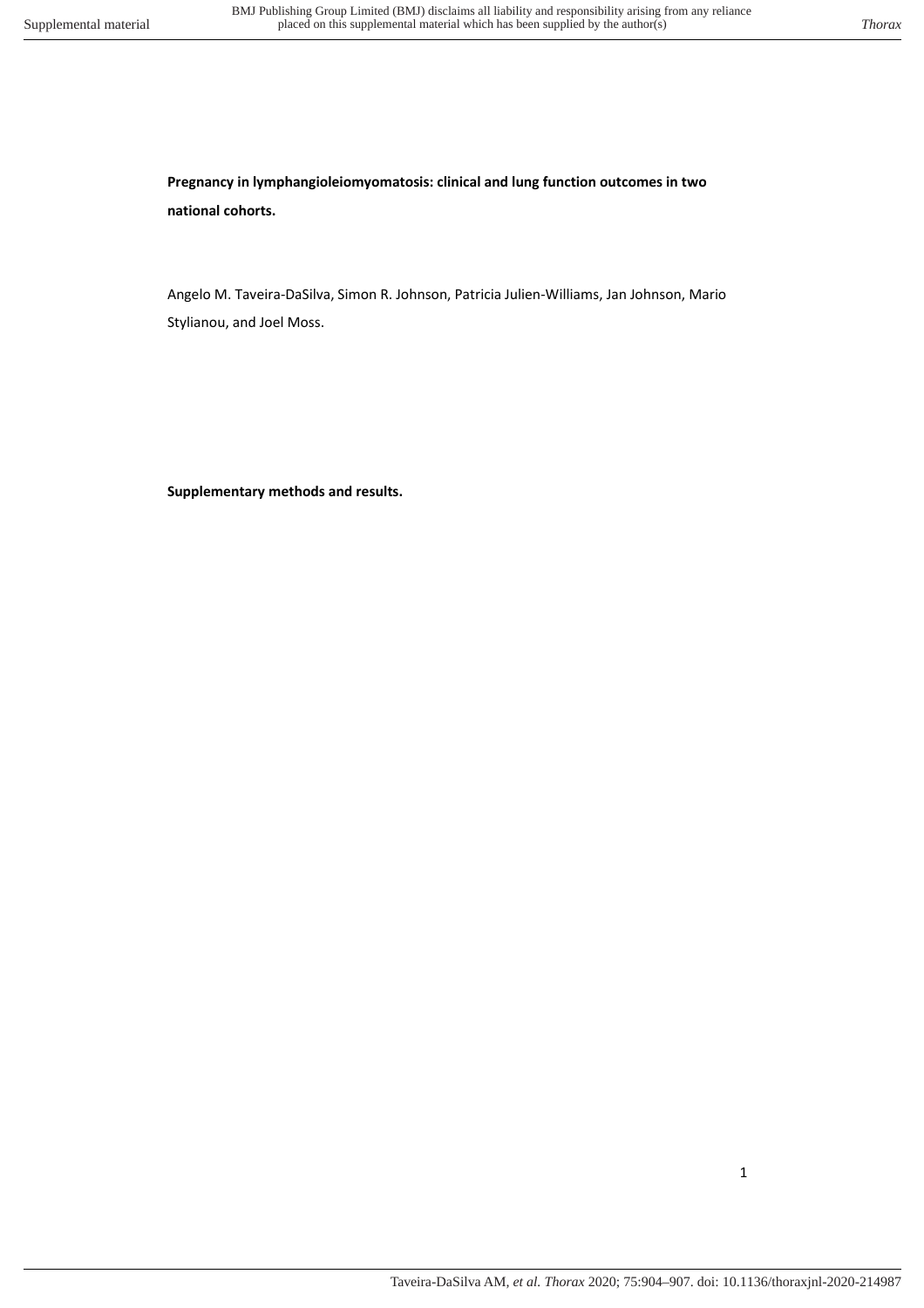**Pregnancy in lymphangioleiomyomatosis: clinical and lung function outcomes in two national cohorts.**

Angelo M. Taveira-DaSilva, Simon R. Johnson, Patricia Julien-Williams, Jan Johnson, Mario Stylianou, and Joel Moss.

**Supplementary methods and results.**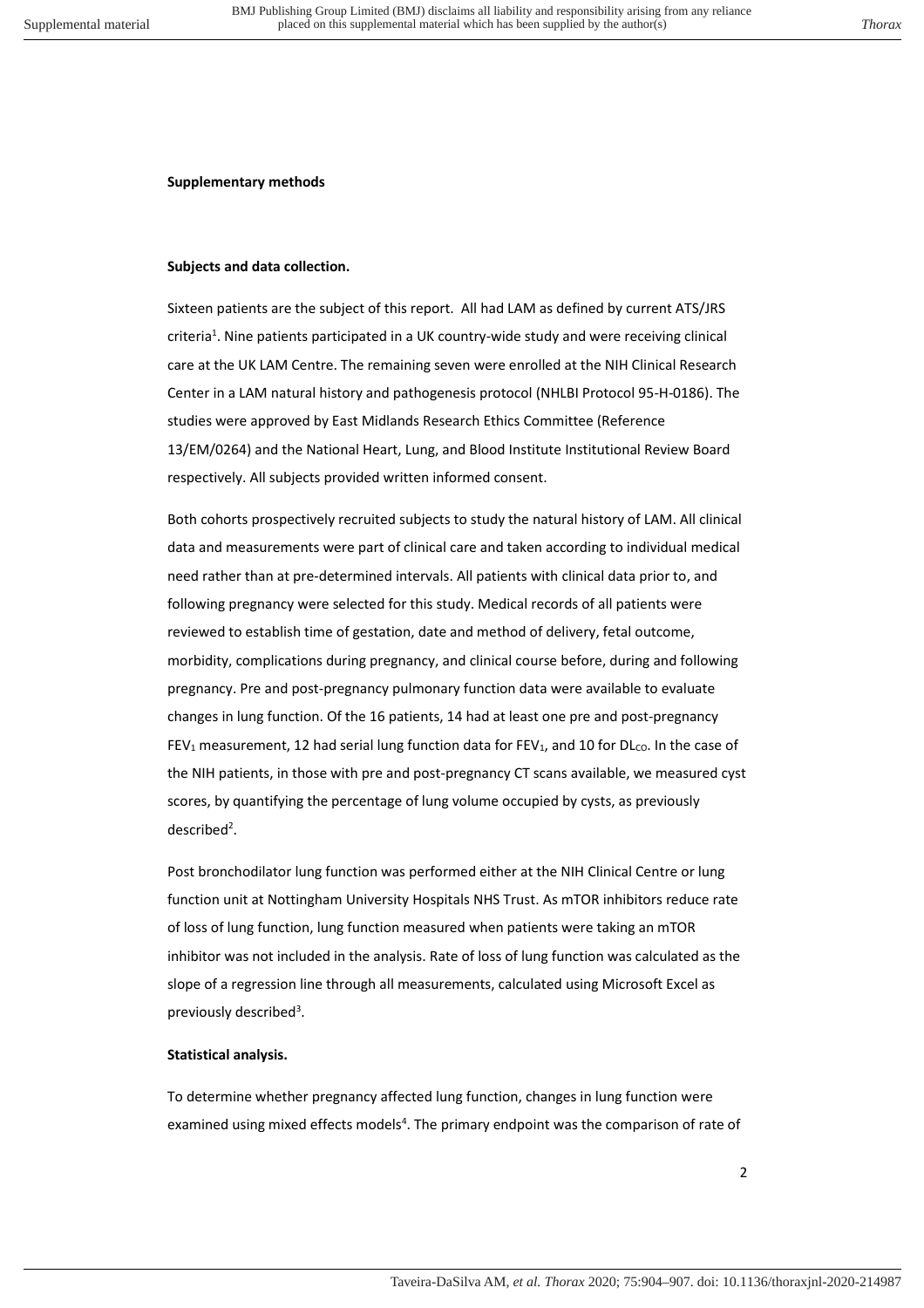**Supplementary methods**

**Subjects and data collection.**

Sixteen patients are the subject of this report. All had LAM as defined by current ATS/JRS criteria[1]. Nine patients participated in a UK country-wide study and were receiving clinical care at the UK LAM Centre. The remaining seven were enrolled at the NIH Clinical Research Center in a LAM natural history and pathogenesis protocol (NHLBI Protocol 95-H-0186). The studies were approved by East Midlands Research Ethics Committee (Reference 13/EM/0264) and the National Heart, Lung, and Blood Institute Institutional Review Board respectively. All subjects provided written informed consent.

Both cohorts prospectively recruited subjects to study the natural history of LAM. All clinical data and measurements were part of clinical care and taken according to individual medical need rather than at pre-determined intervals. All patients with clinical data prior to, and following pregnancy were selected for this study. Medical records of all patients were reviewed to establish time of gestation, date and method of delivery, fetal outcome, morbidity, complications during pregnancy, and clinical course before, during and following pregnancy. Pre and post-pregnancy pulmonary function data were available to evaluate changes in lung function. Of the 16 patients, 14 had at least one pre and post-pregnancy $FEV_1$ measurement, 12 had serial lung function data for $FEV_1$, and 10 for $DL_{CO}$. In the case of the NIH patients, in those with pre and post-pregnancy CT scans available, we measured cyst scores, by quantifying the percentage of lung volume occupied by cysts, as previously described[2].

Post bronchodilator lung function was performed either at the NIH Clinical Centre or lung function unit at Nottingham University Hospitals NHS Trust. As mTOR inhibitors reduce rate of loss of lung function, lung function measured when patients were taking an mTOR inhibitor was not included in the analysis. Rate of loss of lung function was calculated as the slope of a regression line through all measurements, calculated using Microsoft Excel as previously described[3].

**Statistical analysis.**

To determine whether pregnancy affected lung function, changes in lung function were examined using mixed effects models[4]. The primary endpoint was the comparison of rate of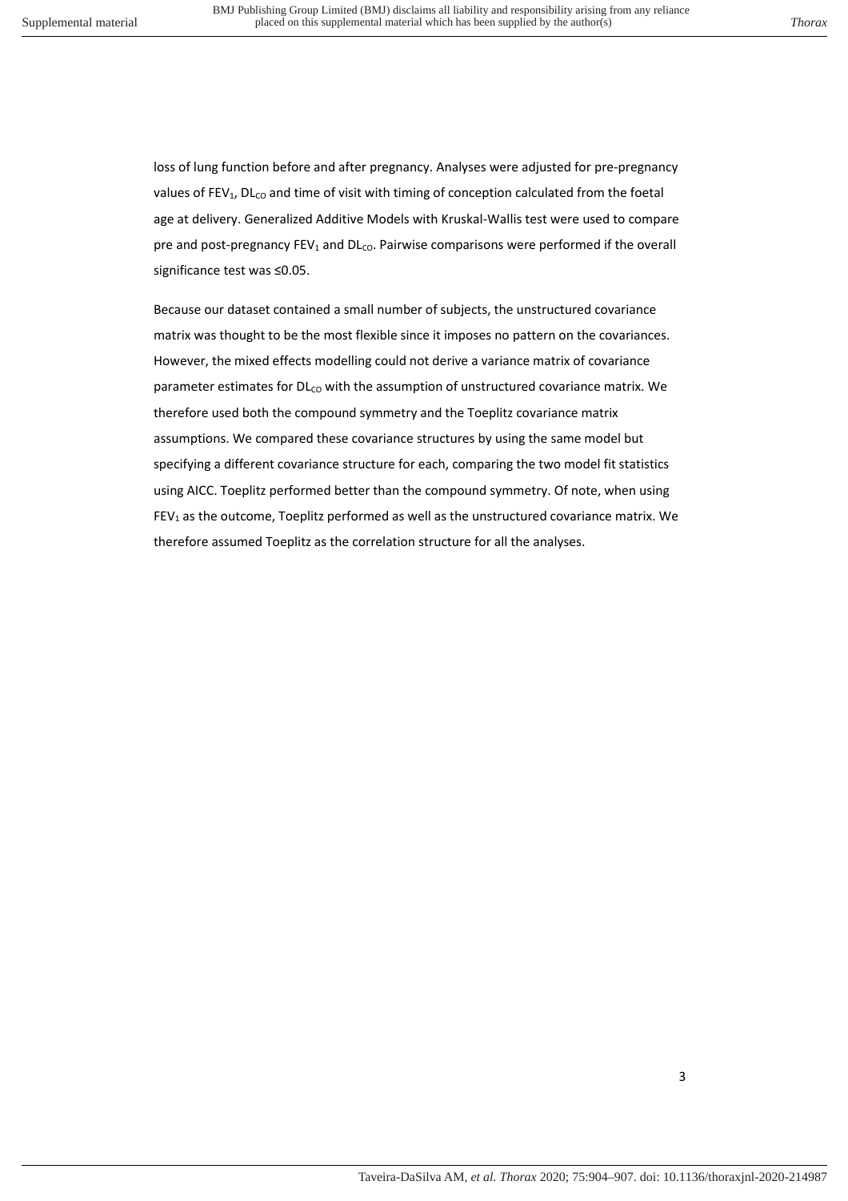loss of lung function before and after pregnancy. Analyses were adjusted for pre-pregnancy values of $FEV_1$, $DL_{CO}$ and time of visit with timing of conception calculated from the foetal age at delivery. Generalized Additive Models with Kruskal-Wallis test were used to compare pre and post-pregnancy $FEV_1$ and $DL_{CO}$. Pairwise comparisons were performed if the overall significance test was ≤0.05.

Because our dataset contained a small number of subjects, the unstructured covariance matrix was thought to be the most flexible since it imposes no pattern on the covariances. However, the mixed effects modelling could not derive a variance matrix of covariance parameter estimates for $DL_{CO}$ with the assumption of unstructured covariance matrix. We therefore used both the compound symmetry and the Toeplitz covariance matrix assumptions. We compared these covariance structures by using the same model but specifying a different covariance structure for each, comparing the two model fit statistics using AICC. Toeplitz performed better than the compound symmetry. Of note, when using $FEV_1$ as the outcome, Toeplitz performed as well as the unstructured covariance matrix. We therefore assumed Toeplitz as the correlation structure for all the analyses.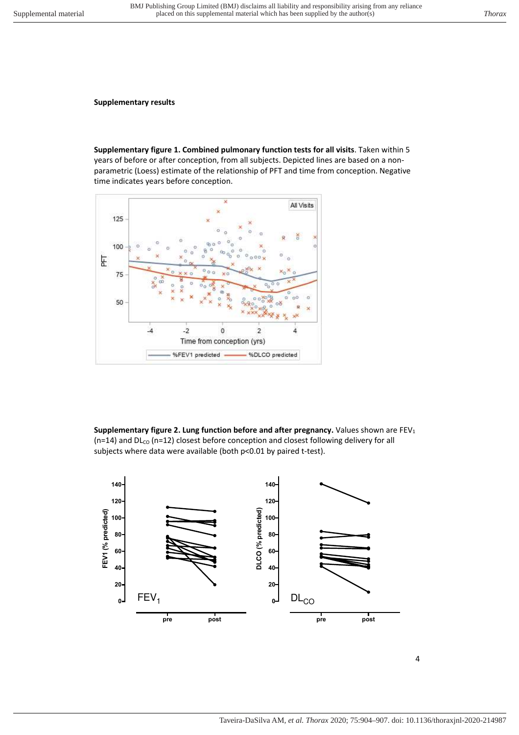**Supplementary results**

**Supplementary figure 1. Combined pulmonary function tests for all visits**. Taken within 5 years of before or after conception, from all subjects. Depicted lines are based on a non-parametric (Loess) estimate of the relationship of PFT and time from conception. Negative time indicates years before conception.

**Supplementary figure 2. Lung function before and after pregnancy.** Values shown are $FEV_1$ (n=14) and $DL_{CO}$ (n=12) closest before conception and closest following delivery for all subjects where data were available (both p<0.01 by paired t-test).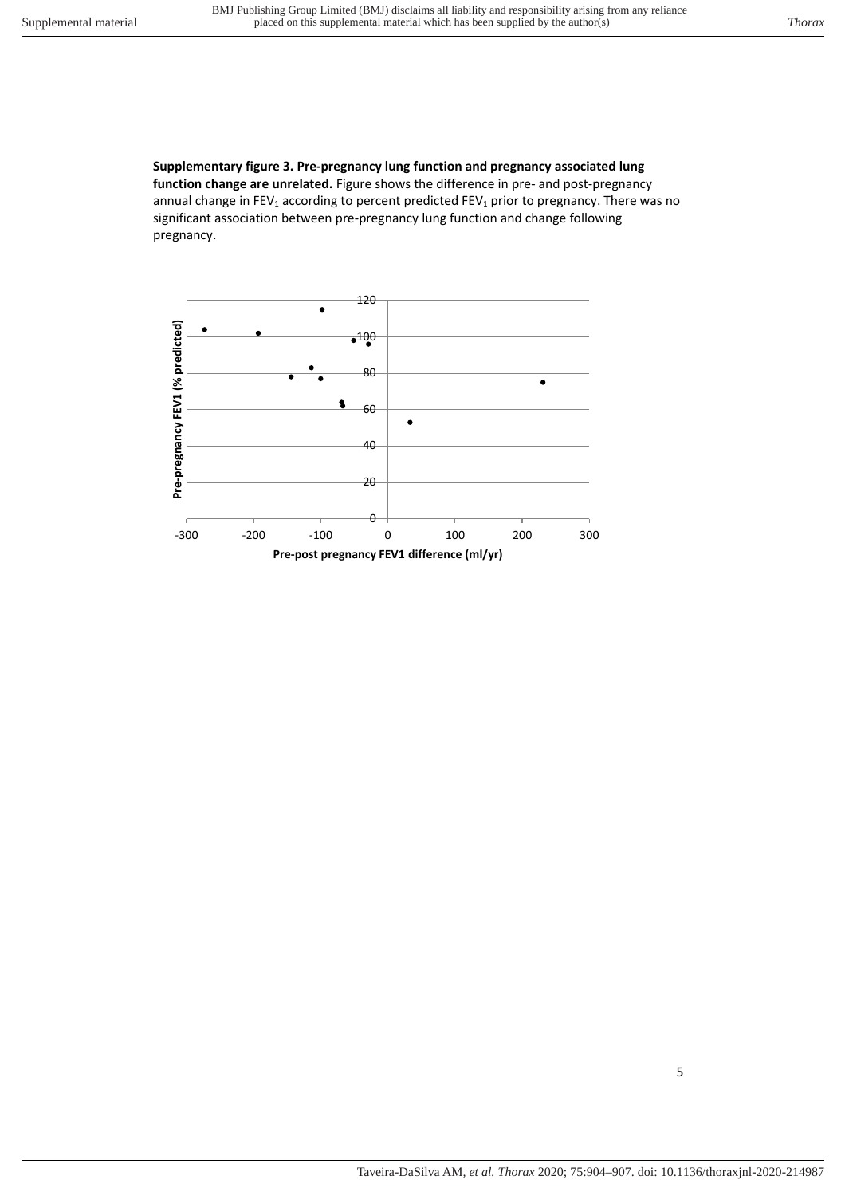**Supplementary figure 3. Pre-pregnancy lung function and pregnancy associated lung function change are unrelated.** Figure shows the difference in pre- and post-pregnancy annual change in $FEV_1$ according to percent predicted $FEV_1$ prior to pregnancy. There was no significant association between pre-pregnancy lung function and change following pregnancy.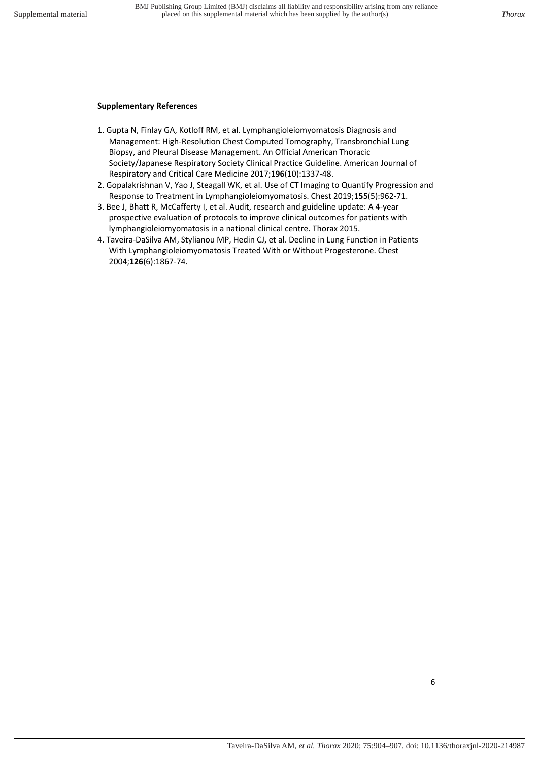**Supplementary References**

1. Gupta N, Finlay GA, Kotloff RM, et al. Lymphangioleiomyomatosis Diagnosis and Management: High-Resolution Chest Computed Tomography, Transbronchial Lung Biopsy, and Pleural Disease Management. An Official American Thoracic Society/Japanese Respiratory Society Clinical Practice Guideline. American Journal of Respiratory and Critical Care Medicine 2017;**196**(10):1337-48.
2. Gopalakrishnan V, Yao J, Steagall WK, et al. Use of CT Imaging to Quantify Progression and Response to Treatment in Lymphangioleiomyomatosis. Chest 2019;**155**(5):962-71.
3. Bee J, Bhatt R, McCafferty I, et al. Audit, research and guideline update: A 4-year prospective evaluation of protocols to improve clinical outcomes for patients with lymphangioleiomyomatosis in a national clinical centre. Thorax 2015.
4. Taveira-DaSilva AM, Stylianou MP, Hedin CJ, et al. Decline in Lung Function in Patients With Lymphangioleiomyomatosis Treated With or Without Progesterone. Chest 2004;**126**(6):1867-74.